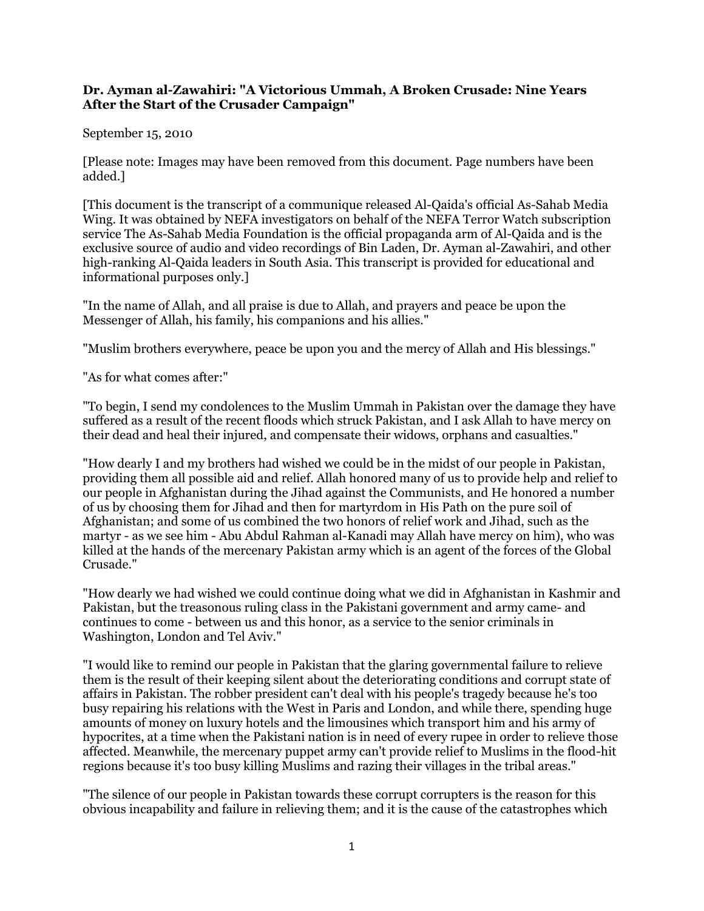**Dr. Ayman al-Zawahiri: "A Victorious Ummah, A Broken Crusade: Nine Years After the Start of the Crusader Campaign"**

September 15, 2010

[Please note: Images may have been removed from this document. Page numbers have been added.]

[This document is the transcript of a communique released Al-Qaida's official As-Sahab Media Wing. It was obtained by NEFA investigators on behalf of the NEFA Terror Watch subscription service The As-Sahab Media Foundation is the official propaganda arm of Al-Qaida and is the exclusive source of audio and video recordings of Bin Laden, Dr. Ayman al-Zawahiri, and other high-ranking Al-Qaida leaders in South Asia. This transcript is provided for educational and informational purposes only.]

"In the name of Allah, and all praise is due to Allah, and prayers and peace be upon the Messenger of Allah, his family, his companions and his allies."

"Muslim brothers everywhere, peace be upon you and the mercy of Allah and His blessings."

"As for what comes after:"

"To begin, I send my condolences to the Muslim Ummah in Pakistan over the damage they have suffered as a result of the recent floods which struck Pakistan, and I ask Allah to have mercy on their dead and heal their injured, and compensate their widows, orphans and casualties."

"How dearly I and my brothers had wished we could be in the midst of our people in Pakistan, providing them all possible aid and relief. Allah honored many of us to provide help and relief to our people in Afghanistan during the Jihad against the Communists, and He honored a number of us by choosing them for Jihad and then for martyrdom in His Path on the pure soil of Afghanistan; and some of us combined the two honors of relief work and Jihad, such as the martyr - as we see him - Abu Abdul Rahman al-Kanadi may Allah have mercy on him), who was killed at the hands of the mercenary Pakistan army which is an agent of the forces of the Global Crusade."

"How dearly we had wished we could continue doing what we did in Afghanistan in Kashmir and Pakistan, but the treasonous ruling class in the Pakistani government and army came- and continues to come - between us and this honor, as a service to the senior criminals in Washington, London and Tel Aviv."

"I would like to remind our people in Pakistan that the glaring governmental failure to relieve them is the result of their keeping silent about the deteriorating conditions and corrupt state of affairs in Pakistan. The robber president can't deal with his people's tragedy because he's too busy repairing his relations with the West in Paris and London, and while there, spending huge amounts of money on luxury hotels and the limousines which transport him and his army of hypocrites, at a time when the Pakistani nation is in need of every rupee in order to relieve those affected. Meanwhile, the mercenary puppet army can't provide relief to Muslims in the flood-hit regions because it's too busy killing Muslims and razing their villages in the tribal areas."

"The silence of our people in Pakistan towards these corrupt corrupters is the reason for this obvious incapability and failure in relieving them; and it is the cause of the catastrophes which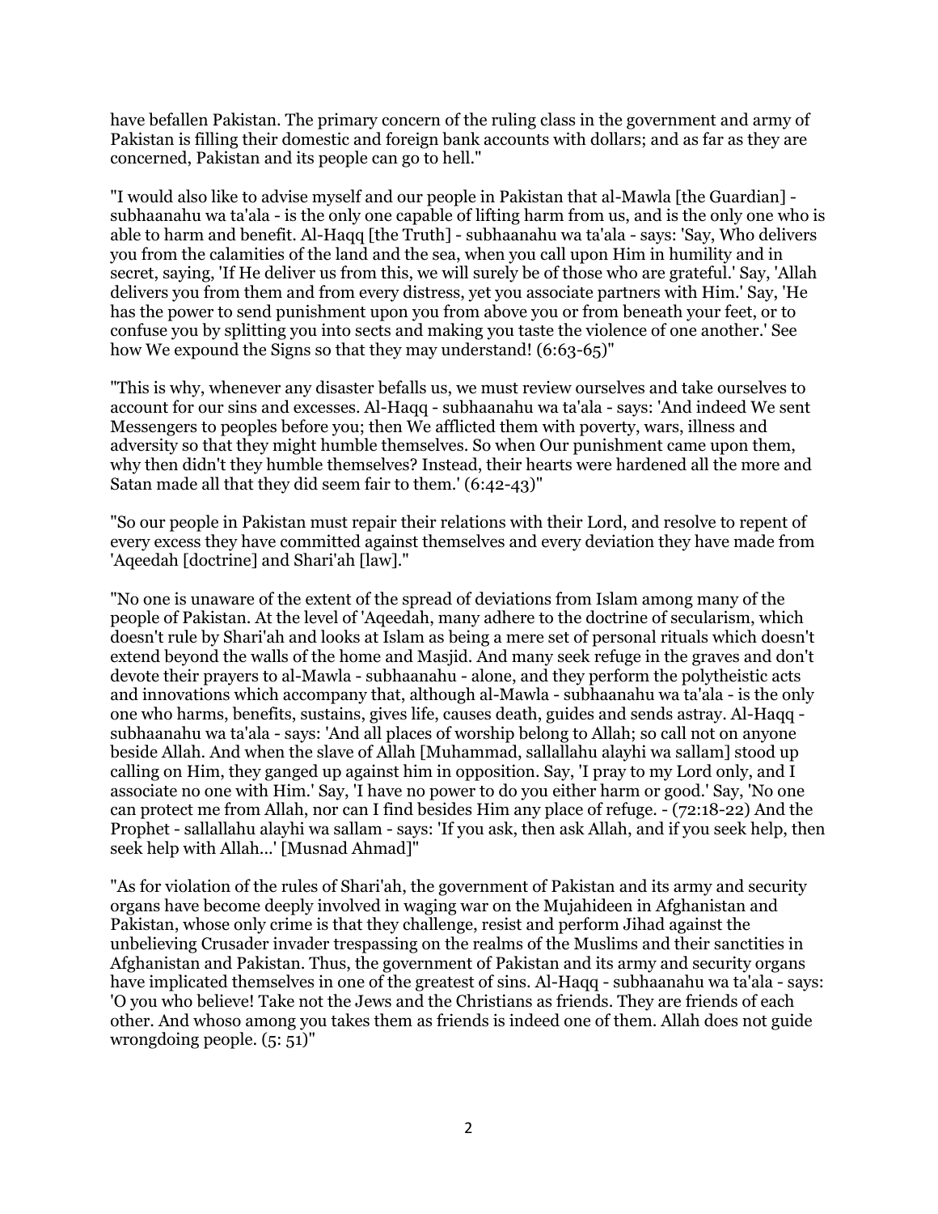have befallen Pakistan. The primary concern of the ruling class in the government and army of Pakistan is filling their domestic and foreign bank accounts with dollars; and as far as they are concerned, Pakistan and its people can go to hell."

"I would also like to advise myself and our people in Pakistan that al-Mawla [the Guardian] - subhaanahu wa ta'ala - is the only one capable of lifting harm from us, and is the only one who is able to harm and benefit. Al-Haqq [the Truth] - subhaanahu wa ta'ala - says: 'Say, Who delivers you from the calamities of the land and the sea, when you call upon Him in humility and in secret, saying, 'If He deliver us from this, we will surely be of those who are grateful.' Say, 'Allah delivers you from them and from every distress, yet you associate partners with Him.' Say, 'He has the power to send punishment upon you from above you or from beneath your feet, or to confuse you by splitting you into sects and making you taste the violence of one another.' See how We expound the Signs so that they may understand! (6:63-65)"

"This is why, whenever any disaster befalls us, we must review ourselves and take ourselves to account for our sins and excesses. Al-Haqq - subhaanahu wa ta'ala - says: 'And indeed We sent Messengers to peoples before you; then We afflicted them with poverty, wars, illness and adversity so that they might humble themselves. So when Our punishment came upon them, why then didn't they humble themselves? Instead, their hearts were hardened all the more and Satan made all that they did seem fair to them.' (6:42-43)"

"So our people in Pakistan must repair their relations with their Lord, and resolve to repent of every excess they have committed against themselves and every deviation they have made from 'Aqeedah [doctrine] and Shari'ah [law]."

"No one is unaware of the extent of the spread of deviations from Islam among many of the people of Pakistan. At the level of 'Aqeedah, many adhere to the doctrine of secularism, which doesn't rule by Shari'ah and looks at Islam as being a mere set of personal rituals which doesn't extend beyond the walls of the home and Masjid. And many seek refuge in the graves and don't devote their prayers to al-Mawla - subhaanahu - alone, and they perform the polytheistic acts and innovations which accompany that, although al-Mawla - subhaanahu wa ta'ala - is the only one who harms, benefits, sustains, gives life, causes death, guides and sends astray. Al-Haqq - subhaanahu wa ta'ala - says: 'And all places of worship belong to Allah; so call not on anyone beside Allah. And when the slave of Allah [Muhammad, sallallahu alayhi wa sallam] stood up calling on Him, they ganged up against him in opposition. Say, 'I pray to my Lord only, and I associate no one with Him.' Say, 'I have no power to do you either harm or good.' Say, 'No one can protect me from Allah, nor can I find besides Him any place of refuge. - (72:18-22) And the Prophet - sallallahu alayhi wa sallam - says: 'If you ask, then ask Allah, and if you seek help, then seek help with Allah...' [Musnad Ahmad]"

"As for violation of the rules of Shari'ah, the government of Pakistan and its army and security organs have become deeply involved in waging war on the Mujahideen in Afghanistan and Pakistan, whose only crime is that they challenge, resist and perform Jihad against the unbelieving Crusader invader trespassing on the realms of the Muslims and their sanctities in Afghanistan and Pakistan. Thus, the government of Pakistan and its army and security organs have implicated themselves in one of the greatest of sins. Al-Haqq - subhaanahu wa ta'ala - says: 'O you who believe! Take not the Jews and the Christians as friends. They are friends of each other. And whoso among you takes them as friends is indeed one of them. Allah does not guide wrongdoing people. (5: 51)"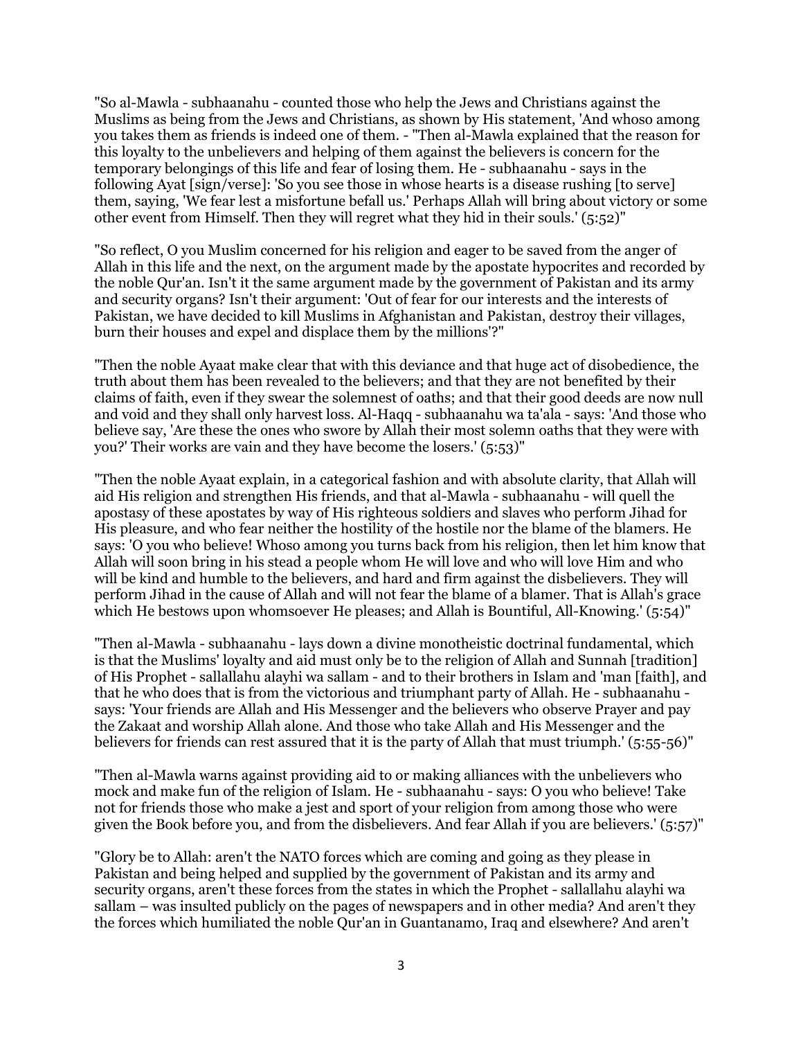"So al-Mawla - subhaanahu - counted those who help the Jews and Christians against the Muslims as being from the Jews and Christians, as shown by His statement, 'And whoso among you takes them as friends is indeed one of them. - "Then al-Mawla explained that the reason for this loyalty to the unbelievers and helping of them against the believers is concern for the temporary belongings of this life and fear of losing them. He - subhaanahu - says in the following Ayat [sign/verse]: 'So you see those in whose hearts is a disease rushing [to serve] them, saying, 'We fear lest a misfortune befall us.' Perhaps Allah will bring about victory or some other event from Himself. Then they will regret what they hid in their souls.' (5:52)"

"So reflect, O you Muslim concerned for his religion and eager to be saved from the anger of Allah in this life and the next, on the argument made by the apostate hypocrites and recorded by the noble Qur'an. Isn't it the same argument made by the government of Pakistan and its army and security organs? Isn't their argument: 'Out of fear for our interests and the interests of Pakistan, we have decided to kill Muslims in Afghanistan and Pakistan, destroy their villages, burn their houses and expel and displace them by the millions'?"

"Then the noble Ayaat make clear that with this deviance and that huge act of disobedience, the truth about them has been revealed to the believers; and that they are not benefited by their claims of faith, even if they swear the solemnest of oaths; and that their good deeds are now null and void and they shall only harvest loss. Al-Haqq - subhaanahu wa ta'ala - says: 'And those who believe say, 'Are these the ones who swore by Allah their most solemn oaths that they were with you?' Their works are vain and they have become the losers.' (5:53)"

"Then the noble Ayaat explain, in a categorical fashion and with absolute clarity, that Allah will aid His religion and strengthen His friends, and that al-Mawla - subhaanahu - will quell the apostasy of these apostates by way of His righteous soldiers and slaves who perform Jihad for His pleasure, and who fear neither the hostility of the hostile nor the blame of the blamers. He says: 'O you who believe! Whoso among you turns back from his religion, then let him know that Allah will soon bring in his stead a people whom He will love and who will love Him and who will be kind and humble to the believers, and hard and firm against the disbelievers. They will perform Jihad in the cause of Allah and will not fear the blame of a blamer. That is Allah's grace which He bestows upon whomsoever He pleases; and Allah is Bountiful, All-Knowing.' (5:54)"

"Then al-Mawla - subhaanahu - lays down a divine monotheistic doctrinal fundamental, which is that the Muslims' loyalty and aid must only be to the religion of Allah and Sunnah [tradition] of His Prophet - sallallahu alayhi wa sallam - and to their brothers in Islam and 'man [faith], and that he who does that is from the victorious and triumphant party of Allah. He - subhaanahu - says: 'Your friends are Allah and His Messenger and the believers who observe Prayer and pay the Zakaat and worship Allah alone. And those who take Allah and His Messenger and the believers for friends can rest assured that it is the party of Allah that must triumph.' (5:55-56)"

"Then al-Mawla warns against providing aid to or making alliances with the unbelievers who mock and make fun of the religion of Islam. He - subhaanahu - says: O you who believe! Take not for friends those who make a jest and sport of your religion from among those who were given the Book before you, and from the disbelievers. And fear Allah if you are believers.' (5:57)"

"Glory be to Allah: aren't the NATO forces which are coming and going as they please in Pakistan and being helped and supplied by the government of Pakistan and its army and security organs, aren't these forces from the states in which the Prophet - sallallahu alayhi wa sallam – was insulted publicly on the pages of newspapers and in other media? And aren't they the forces which humiliated the noble Qur'an in Guantanamo, Iraq and elsewhere? And aren't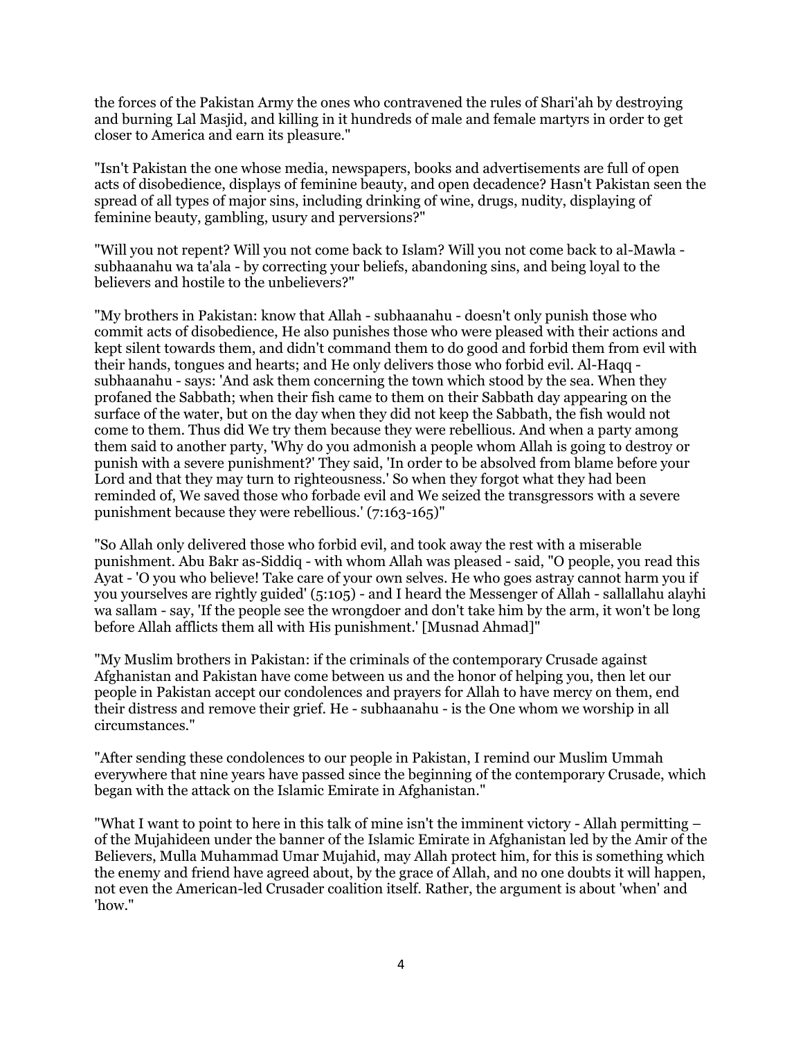the forces of the Pakistan Army the ones who contravened the rules of Shari'ah by destroying and burning Lal Masjid, and killing in it hundreds of male and female martyrs in order to get closer to America and earn its pleasure."

"Isn't Pakistan the one whose media, newspapers, books and advertisements are full of open acts of disobedience, displays of feminine beauty, and open decadence? Hasn't Pakistan seen the spread of all types of major sins, including drinking of wine, drugs, nudity, displaying of feminine beauty, gambling, usury and perversions?"

"Will you not repent? Will you not come back to Islam? Will you not come back to al-Mawla - subhaanahu wa ta'ala - by correcting your beliefs, abandoning sins, and being loyal to the believers and hostile to the unbelievers?"

"My brothers in Pakistan: know that Allah - subhaanahu - doesn't only punish those who commit acts of disobedience, He also punishes those who were pleased with their actions and kept silent towards them, and didn't command them to do good and forbid them from evil with their hands, tongues and hearts; and He only delivers those who forbid evil. Al-Haqq - subhaanahu - says: 'And ask them concerning the town which stood by the sea. When they profaned the Sabbath; when their fish came to them on their Sabbath day appearing on the surface of the water, but on the day when they did not keep the Sabbath, the fish would not come to them. Thus did We try them because they were rebellious. And when a party among them said to another party, 'Why do you admonish a people whom Allah is going to destroy or punish with a severe punishment?' They said, 'In order to be absolved from blame before your Lord and that they may turn to righteousness.' So when they forgot what they had been reminded of, We saved those who forbade evil and We seized the transgressors with a severe punishment because they were rebellious.' (7:163-165)"

"So Allah only delivered those who forbid evil, and took away the rest with a miserable punishment. Abu Bakr as-Siddiq - with whom Allah was pleased - said, "O people, you read this Ayat - 'O you who believe! Take care of your own selves. He who goes astray cannot harm you if you yourselves are rightly guided' (5:105) - and I heard the Messenger of Allah - sallallahu alayhi wa sallam - say, 'If the people see the wrongdoer and don't take him by the arm, it won't be long before Allah afflicts them all with His punishment.' [Musnad Ahmad]"

"My Muslim brothers in Pakistan: if the criminals of the contemporary Crusade against Afghanistan and Pakistan have come between us and the honor of helping you, then let our people in Pakistan accept our condolences and prayers for Allah to have mercy on them, end their distress and remove their grief. He - subhaanahu - is the One whom we worship in all circumstances."

"After sending these condolences to our people in Pakistan, I remind our Muslim Ummah everywhere that nine years have passed since the beginning of the contemporary Crusade, which began with the attack on the Islamic Emirate in Afghanistan."

"What I want to point to here in this talk of mine isn't the imminent victory - Allah permitting – of the Mujahideen under the banner of the Islamic Emirate in Afghanistan led by the Amir of the Believers, Mulla Muhammad Umar Mujahid, may Allah protect him, for this is something which the enemy and friend have agreed about, by the grace of Allah, and no one doubts it will happen, not even the American-led Crusader coalition itself. Rather, the argument is about 'when' and 'how."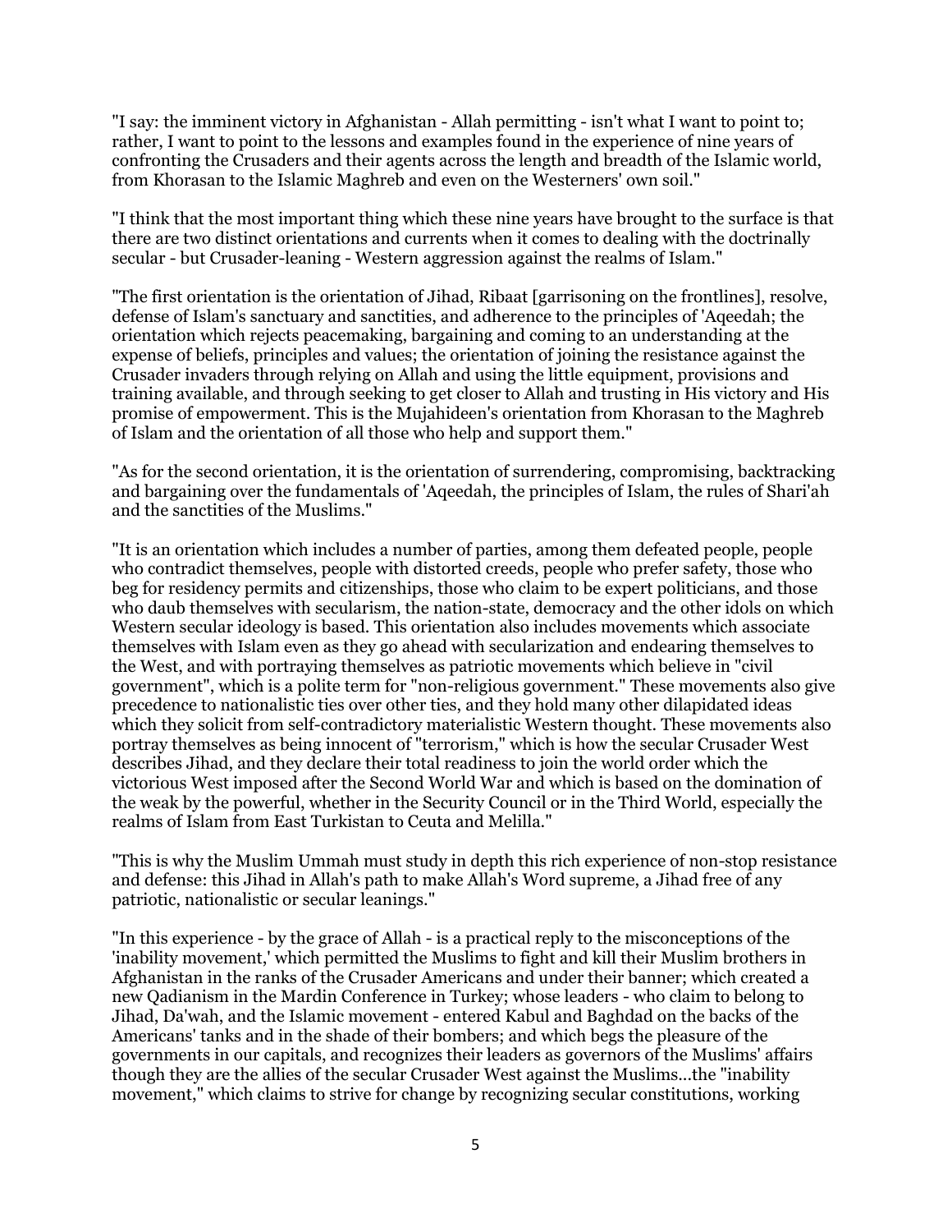"I say: the imminent victory in Afghanistan - Allah permitting - isn't what I want to point to; rather, I want to point to the lessons and examples found in the experience of nine years of confronting the Crusaders and their agents across the length and breadth of the Islamic world, from Khorasan to the Islamic Maghreb and even on the Westerners' own soil."

"I think that the most important thing which these nine years have brought to the surface is that there are two distinct orientations and currents when it comes to dealing with the doctrinally secular - but Crusader-leaning - Western aggression against the realms of Islam."

"The first orientation is the orientation of Jihad, Ribaat [garrisoning on the frontlines], resolve, defense of Islam's sanctuary and sanctities, and adherence to the principles of 'Aqeedah; the orientation which rejects peacemaking, bargaining and coming to an understanding at the expense of beliefs, principles and values; the orientation of joining the resistance against the Crusader invaders through relying on Allah and using the little equipment, provisions and training available, and through seeking to get closer to Allah and trusting in His victory and His promise of empowerment. This is the Mujahideen's orientation from Khorasan to the Maghreb of Islam and the orientation of all those who help and support them."

"As for the second orientation, it is the orientation of surrendering, compromising, backtracking and bargaining over the fundamentals of 'Aqeedah, the principles of Islam, the rules of Shari'ah and the sanctities of the Muslims."

"It is an orientation which includes a number of parties, among them defeated people, people who contradict themselves, people with distorted creeds, people who prefer safety, those who beg for residency permits and citizenships, those who claim to be expert politicians, and those who daub themselves with secularism, the nation-state, democracy and the other idols on which Western secular ideology is based. This orientation also includes movements which associate themselves with Islam even as they go ahead with secularization and endearing themselves to the West, and with portraying themselves as patriotic movements which believe in "civil government", which is a polite term for "non-religious government." These movements also give precedence to nationalistic ties over other ties, and they hold many other dilapidated ideas which they solicit from self-contradictory materialistic Western thought. These movements also portray themselves as being innocent of "terrorism," which is how the secular Crusader West describes Jihad, and they declare their total readiness to join the world order which the victorious West imposed after the Second World War and which is based on the domination of the weak by the powerful, whether in the Security Council or in the Third World, especially the realms of Islam from East Turkistan to Ceuta and Melilla."

"This is why the Muslim Ummah must study in depth this rich experience of non-stop resistance and defense: this Jihad in Allah's path to make Allah's Word supreme, a Jihad free of any patriotic, nationalistic or secular leanings."

"In this experience - by the grace of Allah - is a practical reply to the misconceptions of the 'inability movement,' which permitted the Muslims to fight and kill their Muslim brothers in Afghanistan in the ranks of the Crusader Americans and under their banner; which created a new Qadianism in the Mardin Conference in Turkey; whose leaders - who claim to belong to Jihad, Da'wah, and the Islamic movement - entered Kabul and Baghdad on the backs of the Americans' tanks and in the shade of their bombers; and which begs the pleasure of the governments in our capitals, and recognizes their leaders as governors of the Muslims' affairs though they are the allies of the secular Crusader West against the Muslims...the "inability movement," which claims to strive for change by recognizing secular constitutions, working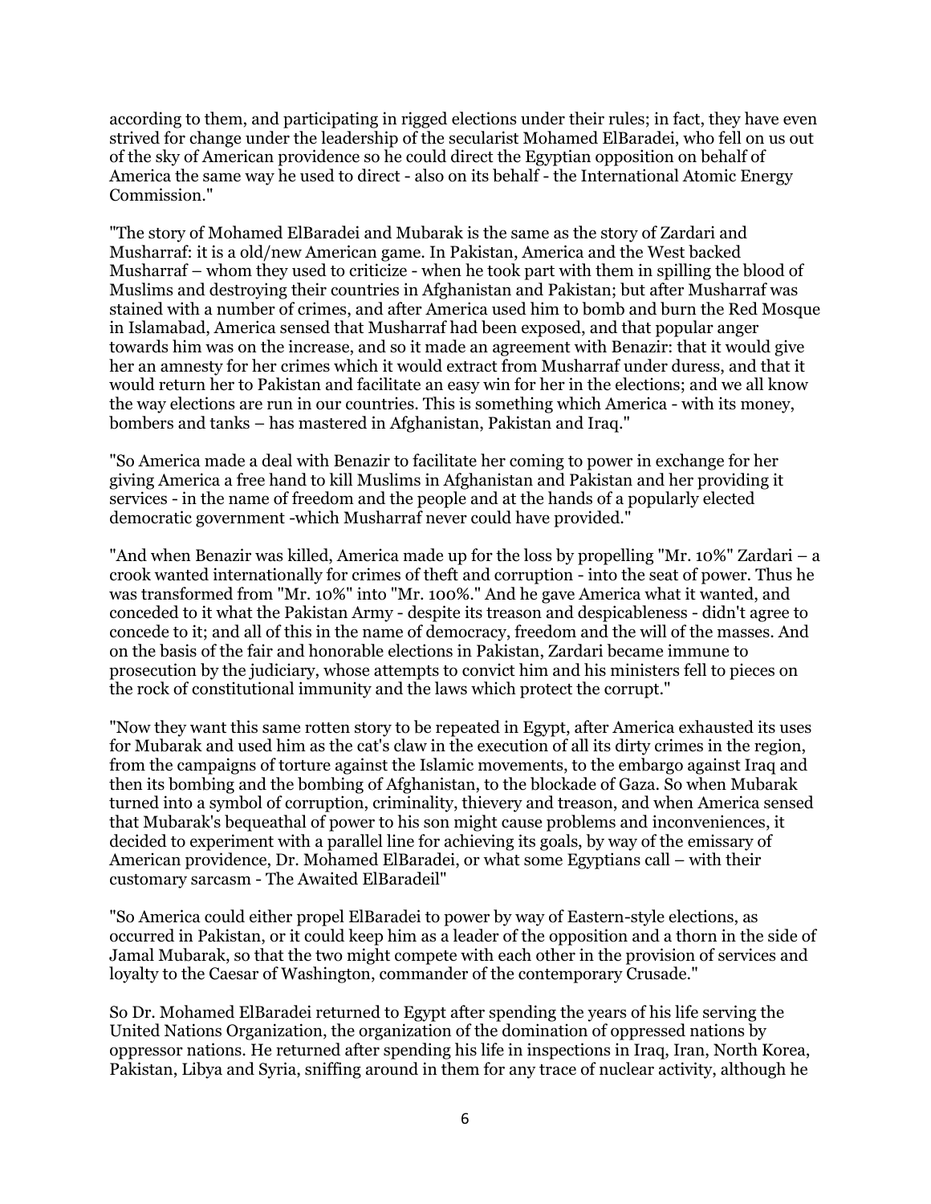according to them, and participating in rigged elections under their rules; in fact, they have even strived for change under the leadership of the secularist Mohamed ElBaradei, who fell on us out of the sky of American providence so he could direct the Egyptian opposition on behalf of America the same way he used to direct - also on its behalf - the International Atomic Energy Commission."

"The story of Mohamed ElBaradei and Mubarak is the same as the story of Zardari and Musharraf: it is a old/new American game. In Pakistan, America and the West backed Musharraf – whom they used to criticize - when he took part with them in spilling the blood of Muslims and destroying their countries in Afghanistan and Pakistan; but after Musharraf was stained with a number of crimes, and after America used him to bomb and burn the Red Mosque in Islamabad, America sensed that Musharraf had been exposed, and that popular anger towards him was on the increase, and so it made an agreement with Benazir: that it would give her an amnesty for her crimes which it would extract from Musharraf under duress, and that it would return her to Pakistan and facilitate an easy win for her in the elections; and we all know the way elections are run in our countries. This is something which America - with its money, bombers and tanks – has mastered in Afghanistan, Pakistan and Iraq."

"So America made a deal with Benazir to facilitate her coming to power in exchange for her giving America a free hand to kill Muslims in Afghanistan and Pakistan and her providing it services - in the name of freedom and the people and at the hands of a popularly elected democratic government -which Musharraf never could have provided."

"And when Benazir was killed, America made up for the loss by propelling "Mr. 10%" Zardari – a crook wanted internationally for crimes of theft and corruption - into the seat of power. Thus he was transformed from "Mr. 10%" into "Mr. 100%." And he gave America what it wanted, and conceded to it what the Pakistan Army - despite its treason and despicableness - didn't agree to concede to it; and all of this in the name of democracy, freedom and the will of the masses. And on the basis of the fair and honorable elections in Pakistan, Zardari became immune to prosecution by the judiciary, whose attempts to convict him and his ministers fell to pieces on the rock of constitutional immunity and the laws which protect the corrupt."

"Now they want this same rotten story to be repeated in Egypt, after America exhausted its uses for Mubarak and used him as the cat's claw in the execution of all its dirty crimes in the region, from the campaigns of torture against the Islamic movements, to the embargo against Iraq and then its bombing and the bombing of Afghanistan, to the blockade of Gaza. So when Mubarak turned into a symbol of corruption, criminality, thievery and treason, and when America sensed that Mubarak's bequeathal of power to his son might cause problems and inconveniences, it decided to experiment with a parallel line for achieving its goals, by way of the emissary of American providence, Dr. Mohamed ElBaradei, or what some Egyptians call – with their customary sarcasm - The Awaited ElBaradei!"

"So America could either propel ElBaradei to power by way of Eastern-style elections, as occurred in Pakistan, or it could keep him as a leader of the opposition and a thorn in the side of Jamal Mubarak, so that the two might compete with each other in the provision of services and loyalty to the Caesar of Washington, commander of the contemporary Crusade."

So Dr. Mohamed ElBaradei returned to Egypt after spending the years of his life serving the United Nations Organization, the organization of the domination of oppressed nations by oppressor nations. He returned after spending his life in inspections in Iraq, Iran, North Korea, Pakistan, Libya and Syria, sniffing around in them for any trace of nuclear activity, although he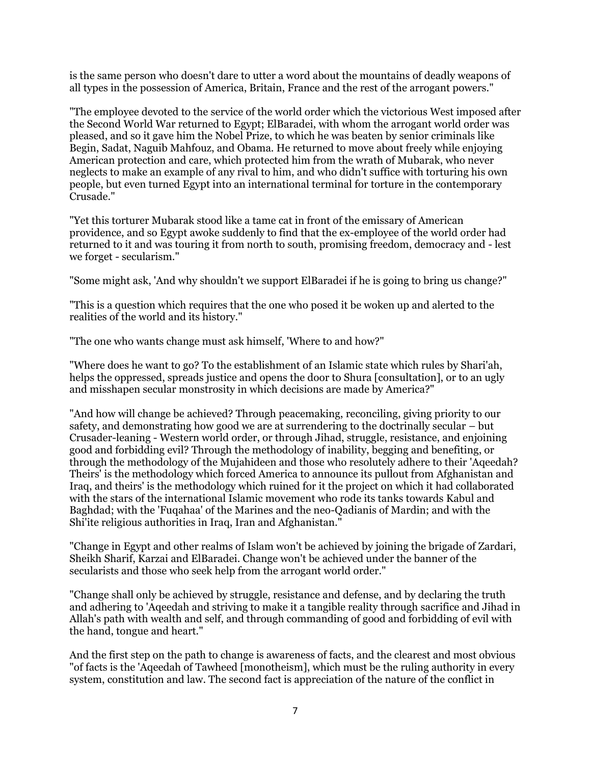is the same person who doesn't dare to utter a word about the mountains of deadly weapons of all types in the possession of America, Britain, France and the rest of the arrogant powers."

"The employee devoted to the service of the world order which the victorious West imposed after the Second World War returned to Egypt; ElBaradei, with whom the arrogant world order was pleased, and so it gave him the Nobel Prize, to which he was beaten by senior criminals like Begin, Sadat, Naguib Mahfouz, and Obama. He returned to move about freely while enjoying American protection and care, which protected him from the wrath of Mubarak, who never neglects to make an example of any rival to him, and who didn't suffice with torturing his own people, but even turned Egypt into an international terminal for torture in the contemporary Crusade."

"Yet this torturer Mubarak stood like a tame cat in front of the emissary of American providence, and so Egypt awoke suddenly to find that the ex-employee of the world order had returned to it and was touring it from north to south, promising freedom, democracy and - lest we forget - secularism."

"Some might ask, 'And why shouldn't we support ElBaradei if he is going to bring us change?"

"This is a question which requires that the one who posed it be woken up and alerted to the realities of the world and its history."

"The one who wants change must ask himself, 'Where to and how?"

"Where does he want to go? To the establishment of an Islamic state which rules by Shari'ah, helps the oppressed, spreads justice and opens the door to Shura [consultation], or to an ugly and misshapen secular monstrosity in which decisions are made by America?"

"And how will change be achieved? Through peacemaking, reconciling, giving priority to our safety, and demonstrating how good we are at surrendering to the doctrinally secular – but Crusader-leaning - Western world order, or through Jihad, struggle, resistance, and enjoining good and forbidding evil? Through the methodology of inability, begging and benefiting, or through the methodology of the Mujahideen and those who resolutely adhere to their 'Aqeedah? Theirs' is the methodology which forced America to announce its pullout from Afghanistan and Iraq, and theirs' is the methodology which ruined for it the project on which it had collaborated with the stars of the international Islamic movement who rode its tanks towards Kabul and Baghdad; with the 'Fuqahaa' of the Marines and the neo-Qadianis of Mardin; and with the Shi'ite religious authorities in Iraq, Iran and Afghanistan."

"Change in Egypt and other realms of Islam won't be achieved by joining the brigade of Zardari, Sheikh Sharif, Karzai and ElBaradei. Change won't be achieved under the banner of the secularists and those who seek help from the arrogant world order."

"Change shall only be achieved by struggle, resistance and defense, and by declaring the truth and adhering to 'Aqeedah and striving to make it a tangible reality through sacrifice and Jihad in Allah's path with wealth and self, and through commanding of good and forbidding of evil with the hand, tongue and heart."

And the first step on the path to change is awareness of facts, and the clearest and most obvious "of facts is the 'Aqeedah of Tawheed [monotheism], which must be the ruling authority in every system, constitution and law. The second fact is appreciation of the nature of the conflict in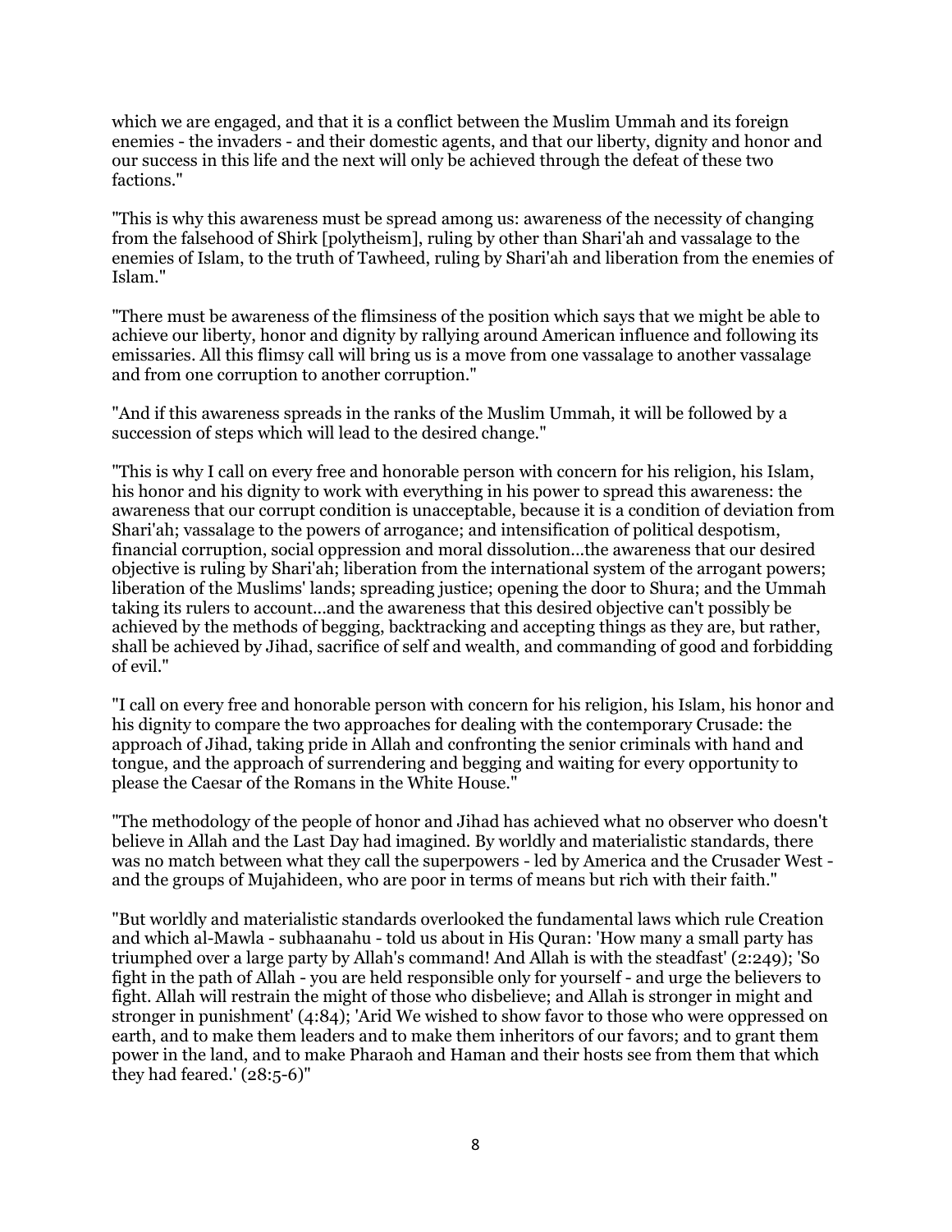which we are engaged, and that it is a conflict between the Muslim Ummah and its foreign enemies - the invaders - and their domestic agents, and that our liberty, dignity and honor and our success in this life and the next will only be achieved through the defeat of these two factions."

"This is why this awareness must be spread among us: awareness of the necessity of changing from the falsehood of Shirk [polytheism], ruling by other than Shari'ah and vassalage to the enemies of Islam, to the truth of Tawheed, ruling by Shari'ah and liberation from the enemies of Islam."

"There must be awareness of the flimsiness of the position which says that we might be able to achieve our liberty, honor and dignity by rallying around American influence and following its emissaries. All this flimsy call will bring us is a move from one vassalage to another vassalage and from one corruption to another corruption."

"And if this awareness spreads in the ranks of the Muslim Ummah, it will be followed by a succession of steps which will lead to the desired change."

"This is why I call on every free and honorable person with concern for his religion, his Islam, his honor and his dignity to work with everything in his power to spread this awareness: the awareness that our corrupt condition is unacceptable, because it is a condition of deviation from Shari'ah; vassalage to the powers of arrogance; and intensification of political despotism, financial corruption, social oppression and moral dissolution...the awareness that our desired objective is ruling by Shari'ah; liberation from the international system of the arrogant powers; liberation of the Muslims' lands; spreading justice; opening the door to Shura; and the Ummah taking its rulers to account...and the awareness that this desired objective can't possibly be achieved by the methods of begging, backtracking and accepting things as they are, but rather, shall be achieved by Jihad, sacrifice of self and wealth, and commanding of good and forbidding of evil."

"I call on every free and honorable person with concern for his religion, his Islam, his honor and his dignity to compare the two approaches for dealing with the contemporary Crusade: the approach of Jihad, taking pride in Allah and confronting the senior criminals with hand and tongue, and the approach of surrendering and begging and waiting for every opportunity to please the Caesar of the Romans in the White House."

"The methodology of the people of honor and Jihad has achieved what no observer who doesn't believe in Allah and the Last Day had imagined. By worldly and materialistic standards, there was no match between what they call the superpowers - led by America and the Crusader West - and the groups of Mujahideen, who are poor in terms of means but rich with their faith."

"But worldly and materialistic standards overlooked the fundamental laws which rule Creation and which al-Mawla - subhaanahu - told us about in His Quran: 'How many a small party has triumphed over a large party by Allah's command! And Allah is with the steadfast' (2:249); 'So fight in the path of Allah - you are held responsible only for yourself - and urge the believers to fight. Allah will restrain the might of those who disbelieve; and Allah is stronger in might and stronger in punishment' (4:84); 'Arid We wished to show favor to those who were oppressed on earth, and to make them leaders and to make them inheritors of our favors; and to grant them power in the land, and to make Pharaoh and Haman and their hosts see from them that which they had feared.' (28:5-6)"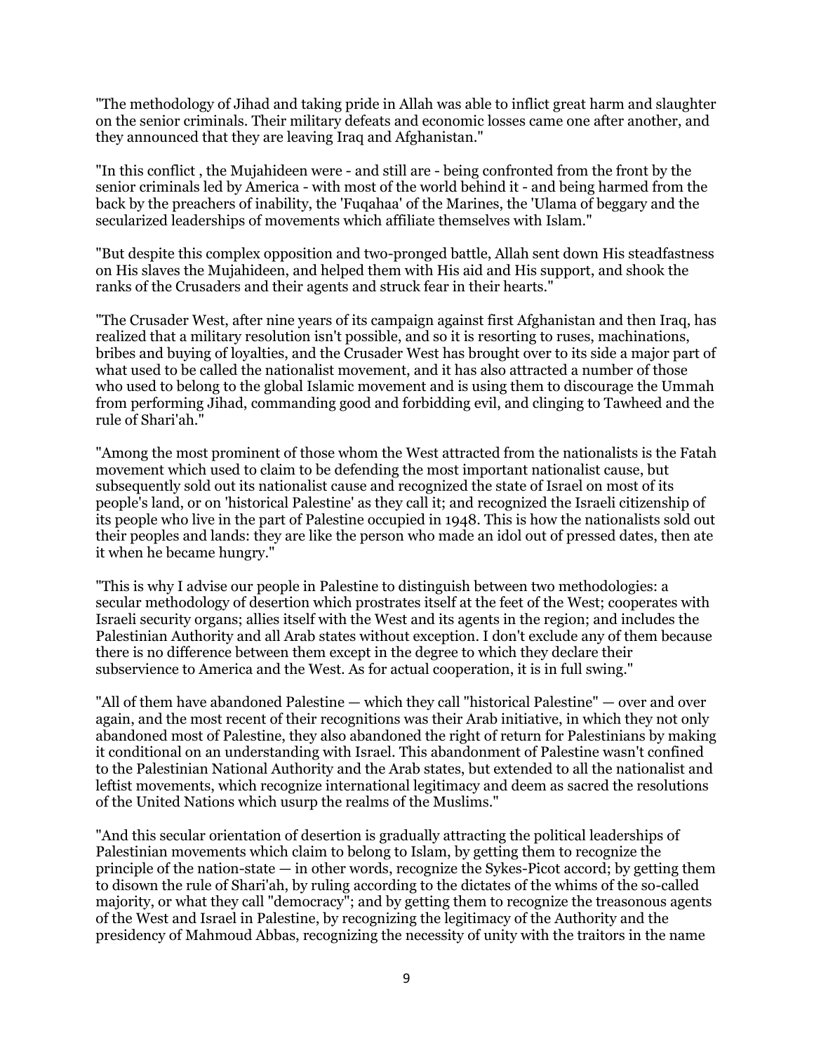"The methodology of Jihad and taking pride in Allah was able to inflict great harm and slaughter on the senior criminals. Their military defeats and economic losses came one after another, and they announced that they are leaving Iraq and Afghanistan."

"In this conflict , the Mujahideen were - and still are - being confronted from the front by the senior criminals led by America - with most of the world behind it - and being harmed from the back by the preachers of inability, the 'Fuqahaa' of the Marines, the 'Ulama of beggary and the secularized leaderships of movements which affiliate themselves with Islam."

"But despite this complex opposition and two-pronged battle, Allah sent down His steadfastness on His slaves the Mujahideen, and helped them with His aid and His support, and shook the ranks of the Crusaders and their agents and struck fear in their hearts."

"The Crusader West, after nine years of its campaign against first Afghanistan and then Iraq, has realized that a military resolution isn't possible, and so it is resorting to ruses, machinations, bribes and buying of loyalties, and the Crusader West has brought over to its side a major part of what used to be called the nationalist movement, and it has also attracted a number of those who used to belong to the global Islamic movement and is using them to discourage the Ummah from performing Jihad, commanding good and forbidding evil, and clinging to Tawheed and the rule of Shari'ah."

"Among the most prominent of those whom the West attracted from the nationalists is the Fatah movement which used to claim to be defending the most important nationalist cause, but subsequently sold out its nationalist cause and recognized the state of Israel on most of its people's land, or on 'historical Palestine' as they call it; and recognized the Israeli citizenship of its people who live in the part of Palestine occupied in 1948. This is how the nationalists sold out their peoples and lands: they are like the person who made an idol out of pressed dates, then ate it when he became hungry."

"This is why I advise our people in Palestine to distinguish between two methodologies: a secular methodology of desertion which prostrates itself at the feet of the West; cooperates with Israeli security organs; allies itself with the West and its agents in the region; and includes the Palestinian Authority and all Arab states without exception. I don't exclude any of them because there is no difference between them except in the degree to which they declare their subservience to America and the West. As for actual cooperation, it is in full swing."

"All of them have abandoned Palestine — which they call "historical Palestine" — over and over again, and the most recent of their recognitions was their Arab initiative, in which they not only abandoned most of Palestine, they also abandoned the right of return for Palestinians by making it conditional on an understanding with Israel. This abandonment of Palestine wasn't confined to the Palestinian National Authority and the Arab states, but extended to all the nationalist and leftist movements, which recognize international legitimacy and deem as sacred the resolutions of the United Nations which usurp the realms of the Muslims."

"And this secular orientation of desertion is gradually attracting the political leaderships of Palestinian movements which claim to belong to Islam, by getting them to recognize the principle of the nation-state — in other words, recognize the Sykes-Picot accord; by getting them to disown the rule of Shari'ah, by ruling according to the dictates of the whims of the so-called majority, or what they call "democracy"; and by getting them to recognize the treasonous agents of the West and Israel in Palestine, by recognizing the legitimacy of the Authority and the presidency of Mahmoud Abbas, recognizing the necessity of unity with the traitors in the name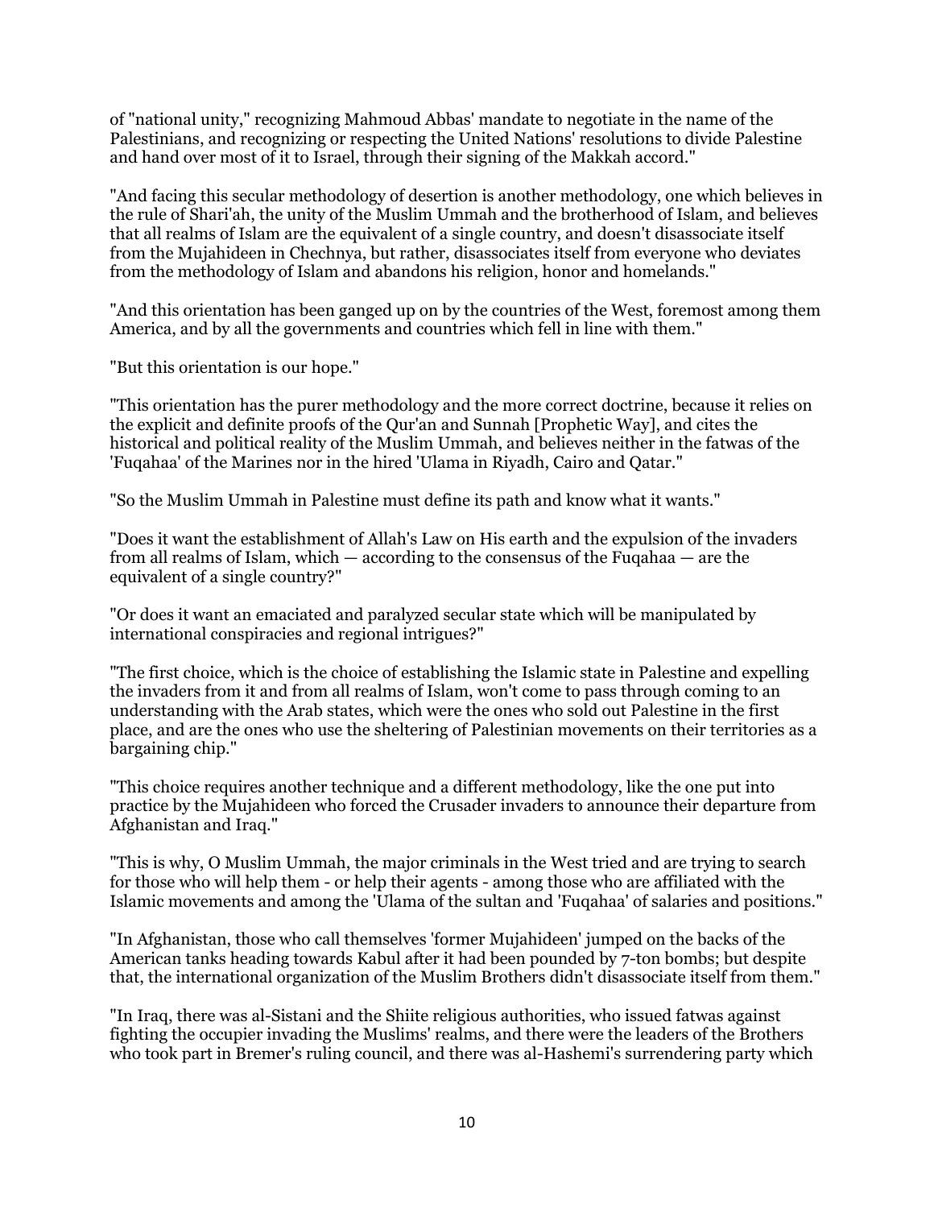of "national unity," recognizing Mahmoud Abbas' mandate to negotiate in the name of the Palestinians, and recognizing or respecting the United Nations' resolutions to divide Palestine and hand over most of it to Israel, through their signing of the Makkah accord."

"And facing this secular methodology of desertion is another methodology, one which believes in the rule of Shari'ah, the unity of the Muslim Ummah and the brotherhood of Islam, and believes that all realms of Islam are the equivalent of a single country, and doesn't disassociate itself from the Mujahideen in Chechnya, but rather, disassociates itself from everyone who deviates from the methodology of Islam and abandons his religion, honor and homelands."

"And this orientation has been ganged up on by the countries of the West, foremost among them America, and by all the governments and countries which fell in line with them."

"But this orientation is our hope."

"This orientation has the purer methodology and the more correct doctrine, because it relies on the explicit and definite proofs of the Qur'an and Sunnah [Prophetic Way], and cites the historical and political reality of the Muslim Ummah, and believes neither in the fatwas of the 'Fuqahaa' of the Marines nor in the hired 'Ulama in Riyadh, Cairo and Qatar."

"So the Muslim Ummah in Palestine must define its path and know what it wants."

"Does it want the establishment of Allah's Law on His earth and the expulsion of the invaders from all realms of Islam, which — according to the consensus of the Fuqahaa — are the equivalent of a single country?"

"Or does it want an emaciated and paralyzed secular state which will be manipulated by international conspiracies and regional intrigues?"

"The first choice, which is the choice of establishing the Islamic state in Palestine and expelling the invaders from it and from all realms of Islam, won't come to pass through coming to an understanding with the Arab states, which were the ones who sold out Palestine in the first place, and are the ones who use the sheltering of Palestinian movements on their territories as a bargaining chip."

"This choice requires another technique and a different methodology, like the one put into practice by the Mujahideen who forced the Crusader invaders to announce their departure from Afghanistan and Iraq."

"This is why, O Muslim Ummah, the major criminals in the West tried and are trying to search for those who will help them - or help their agents - among those who are affiliated with the Islamic movements and among the 'Ulama of the sultan and 'Fuqahaa' of salaries and positions."

"In Afghanistan, those who call themselves 'former Mujahideen' jumped on the backs of the American tanks heading towards Kabul after it had been pounded by 7-ton bombs; but despite that, the international organization of the Muslim Brothers didn't disassociate itself from them."

"In Iraq, there was al-Sistani and the Shiite religious authorities, who issued fatwas against fighting the occupier invading the Muslims' realms, and there were the leaders of the Brothers who took part in Bremer's ruling council, and there was al-Hashemi's surrendering party which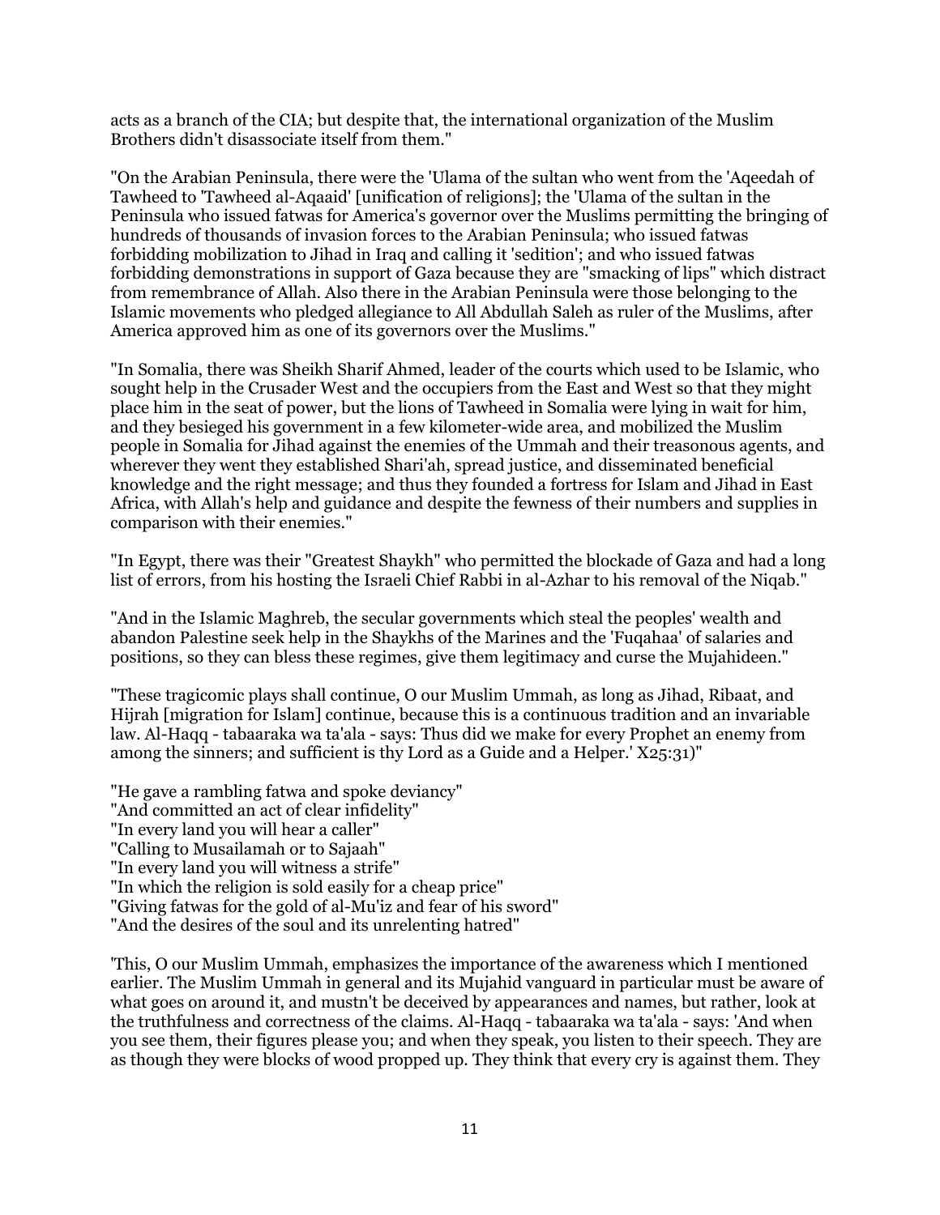acts as a branch of the CIA; but despite that, the international organization of the Muslim Brothers didn't disassociate itself from them."

"On the Arabian Peninsula, there were the 'Ulama of the sultan who went from the 'Aqeedah of Tawheed to 'Tawheed al-Aqaaid' [unification of religions]; the 'Ulama of the sultan in the Peninsula who issued fatwas for America's governor over the Muslims permitting the bringing of hundreds of thousands of invasion forces to the Arabian Peninsula; who issued fatwas forbidding mobilization to Jihad in Iraq and calling it 'sedition'; and who issued fatwas forbidding demonstrations in support of Gaza because they are "smacking of lips" which distract from remembrance of Allah. Also there in the Arabian Peninsula were those belonging to the Islamic movements who pledged allegiance to All Abdullah Saleh as ruler of the Muslims, after America approved him as one of its governors over the Muslims."

"In Somalia, there was Sheikh Sharif Ahmed, leader of the courts which used to be Islamic, who sought help in the Crusader West and the occupiers from the East and West so that they might place him in the seat of power, but the lions of Tawheed in Somalia were lying in wait for him, and they besieged his government in a few kilometer-wide area, and mobilized the Muslim people in Somalia for Jihad against the enemies of the Ummah and their treasonous agents, and wherever they went they established Shari'ah, spread justice, and disseminated beneficial knowledge and the right message; and thus they founded a fortress for Islam and Jihad in East Africa, with Allah's help and guidance and despite the fewness of their numbers and supplies in comparison with their enemies."

"In Egypt, there was their "Greatest Shaykh" who permitted the blockade of Gaza and had a long list of errors, from his hosting the Israeli Chief Rabbi in al-Azhar to his removal of the Niqab."

"And in the Islamic Maghreb, the secular governments which steal the peoples' wealth and abandon Palestine seek help in the Shaykhs of the Marines and the 'Fuqahaa' of salaries and positions, so they can bless these regimes, give them legitimacy and curse the Mujahideen."

"These tragicomic plays shall continue, O our Muslim Ummah, as long as Jihad, Ribaat, and Hijrah [migration for Islam] continue, because this is a continuous tradition and an invariable law. Al-Haqq - tabaaraka wa ta'ala - says: Thus did we make for every Prophet an enemy from among the sinners; and sufficient is thy Lord as a Guide and a Helper.' X25:31)"

"He gave a rambling fatwa and spoke deviancy"
"And committed an act of clear infidelity"
"In every land you will hear a caller"
"Calling to Musailamah or to Sajaah"
"In every land you will witness a strife"
"In which the religion is sold easily for a cheap price"
"Giving fatwas for the gold of al-Mu'iz and fear of his sword"
"And the desires of the soul and its unrelenting hatred"

'This, O our Muslim Ummah, emphasizes the importance of the awareness which I mentioned earlier. The Muslim Ummah in general and its Mujahid vanguard in particular must be aware of what goes on around it, and mustn't be deceived by appearances and names, but rather, look at the truthfulness and correctness of the claims. Al-Haqq - tabaaraka wa ta'ala - says: 'And when you see them, their figures please you; and when they speak, you listen to their speech. They are as though they were blocks of wood propped up. They think that every cry is against them. They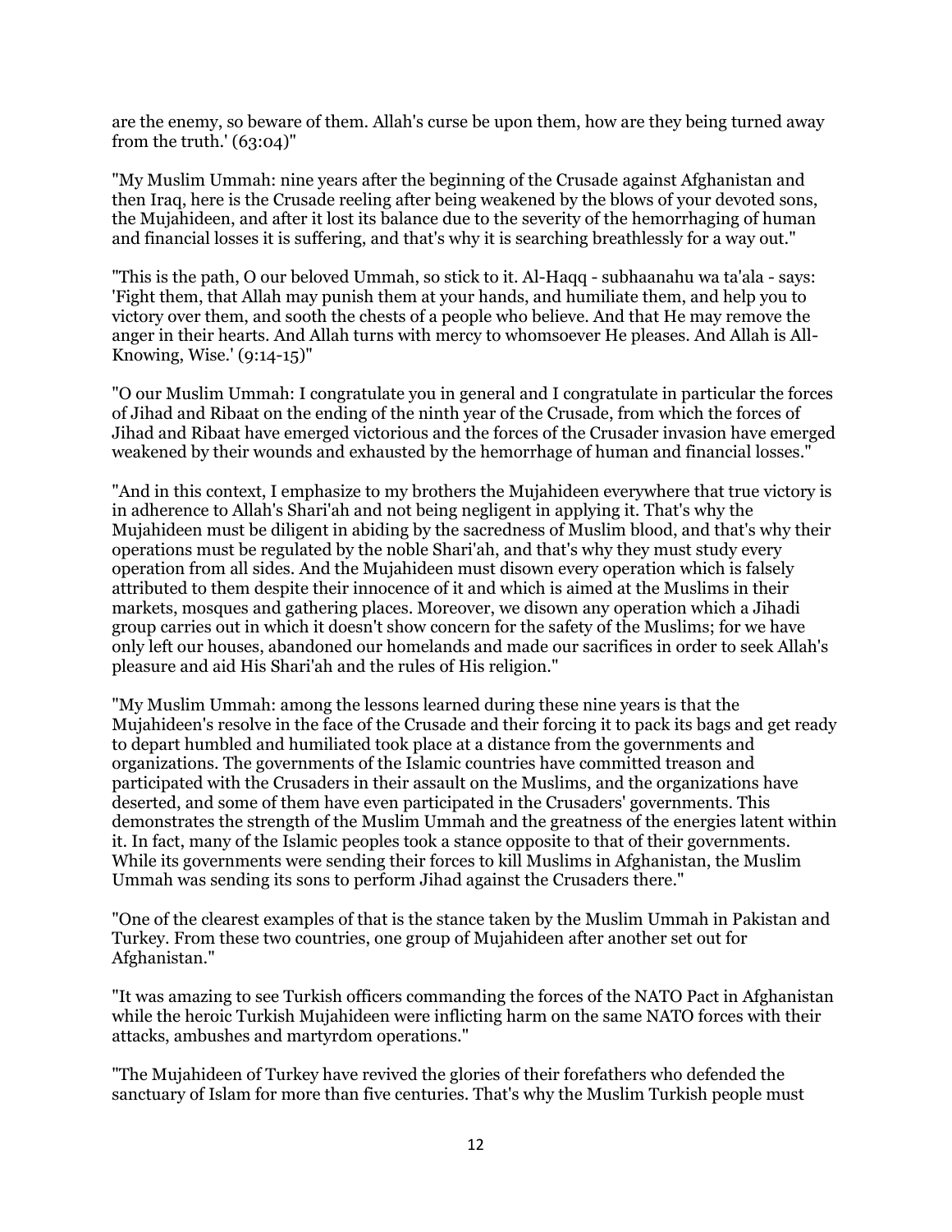are the enemy, so beware of them. Allah's curse be upon them, how are they being turned away from the truth.' (63:04)"

"My Muslim Ummah: nine years after the beginning of the Crusade against Afghanistan and then Iraq, here is the Crusade reeling after being weakened by the blows of your devoted sons, the Mujahideen, and after it lost its balance due to the severity of the hemorrhaging of human and financial losses it is suffering, and that's why it is searching breathlessly for a way out."

"This is the path, O our beloved Ummah, so stick to it. Al-Haqq - subhaanahu wa ta'ala - says: 'Fight them, that Allah may punish them at your hands, and humiliate them, and help you to victory over them, and sooth the chests of a people who believe. And that He may remove the anger in their hearts. And Allah turns with mercy to whomsoever He pleases. And Allah is All-Knowing, Wise.' (9:14-15)"

"O our Muslim Ummah: I congratulate you in general and I congratulate in particular the forces of Jihad and Ribaat on the ending of the ninth year of the Crusade, from which the forces of Jihad and Ribaat have emerged victorious and the forces of the Crusader invasion have emerged weakened by their wounds and exhausted by the hemorrhage of human and financial losses."

"And in this context, I emphasize to my brothers the Mujahideen everywhere that true victory is in adherence to Allah's Shari'ah and not being negligent in applying it. That's why the Mujahideen must be diligent in abiding by the sacredness of Muslim blood, and that's why their operations must be regulated by the noble Shari'ah, and that's why they must study every operation from all sides. And the Mujahideen must disown every operation which is falsely attributed to them despite their innocence of it and which is aimed at the Muslims in their markets, mosques and gathering places. Moreover, we disown any operation which a Jihadi group carries out in which it doesn't show concern for the safety of the Muslims; for we have only left our houses, abandoned our homelands and made our sacrifices in order to seek Allah's pleasure and aid His Shari'ah and the rules of His religion."

"My Muslim Ummah: among the lessons learned during these nine years is that the Mujahideen's resolve in the face of the Crusade and their forcing it to pack its bags and get ready to depart humbled and humiliated took place at a distance from the governments and organizations. The governments of the Islamic countries have committed treason and participated with the Crusaders in their assault on the Muslims, and the organizations have deserted, and some of them have even participated in the Crusaders' governments. This demonstrates the strength of the Muslim Ummah and the greatness of the energies latent within it. In fact, many of the Islamic peoples took a stance opposite to that of their governments. While its governments were sending their forces to kill Muslims in Afghanistan, the Muslim Ummah was sending its sons to perform Jihad against the Crusaders there."

"One of the clearest examples of that is the stance taken by the Muslim Ummah in Pakistan and Turkey. From these two countries, one group of Mujahideen after another set out for Afghanistan."

"It was amazing to see Turkish officers commanding the forces of the NATO Pact in Afghanistan while the heroic Turkish Mujahideen were inflicting harm on the same NATO forces with their attacks, ambushes and martyrdom operations."

"The Mujahideen of Turkey have revived the glories of their forefathers who defended the sanctuary of Islam for more than five centuries. That's why the Muslim Turkish people must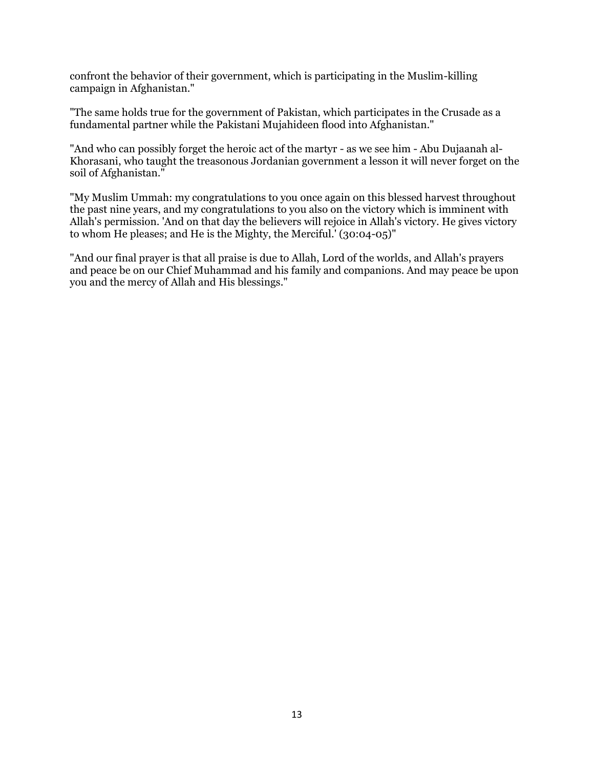confront the behavior of their government, which is participating in the Muslim-killing campaign in Afghanistan."

"The same holds true for the government of Pakistan, which participates in the Crusade as a fundamental partner while the Pakistani Mujahideen flood into Afghanistan."

"And who can possibly forget the heroic act of the martyr - as we see him - Abu Dujaanah al-Khorasani, who taught the treasonous Jordanian government a lesson it will never forget on the soil of Afghanistan."

"My Muslim Ummah: my congratulations to you once again on this blessed harvest throughout the past nine years, and my congratulations to you also on the victory which is imminent with Allah's permission. 'And on that day the believers will rejoice in Allah's victory. He gives victory to whom He pleases; and He is the Mighty, the Merciful.' (30:04-05)"

"And our final prayer is that all praise is due to Allah, Lord of the worlds, and Allah's prayers and peace be on our Chief Muhammad and his family and companions. And may peace be upon you and the mercy of Allah and His blessings."